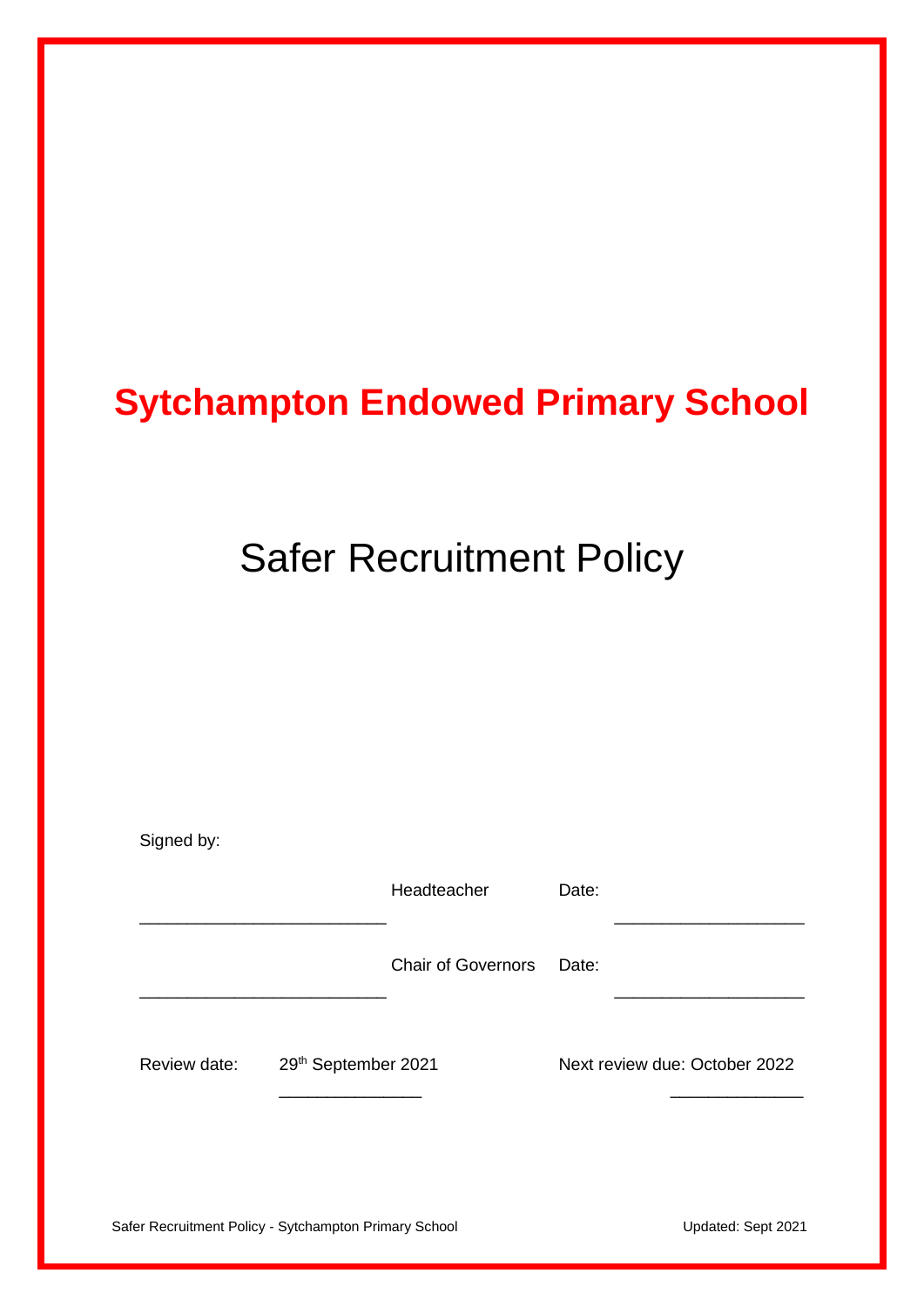# Sytchampton Endowed Primary School

## Safer Recruitment Policy

Signed by:

_________________________ Headteacher Date: ___________________

_________________________ Chair of Governors Date: ___________________

Review date: 29th September 2021 Next review due: October 2022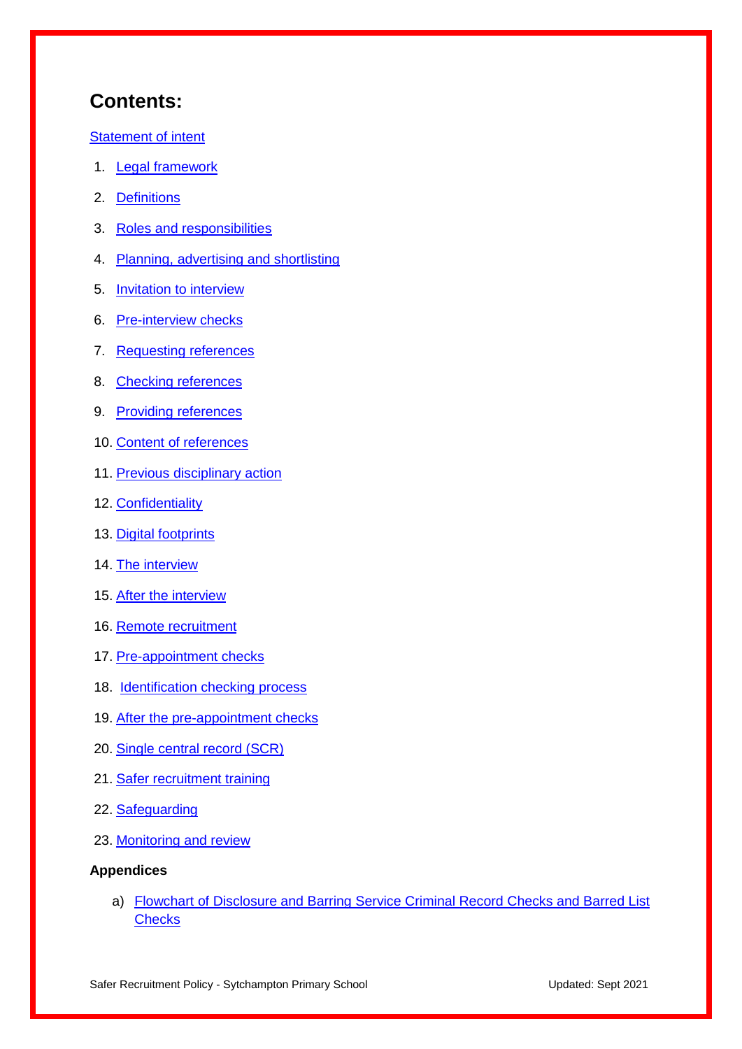## Contents:

Statement of intent

1. Legal framework
2. Definitions
3. Roles and responsibilities
4. Planning, advertising and shortlisting
5. Invitation to interview
6. Pre-interview checks
7. Requesting references
8. Checking references
9. Providing references
10. Content of references
11. Previous disciplinary action
12. Confidentiality
13. Digital footprints
14. The interview
15. After the interview
16. Remote recruitment
17. Pre-appointment checks
18. Identification checking process
19. After the pre-appointment checks
20. Single central record (SCR)
21. Safer recruitment training
22. Safeguarding
23. Monitoring and review

**Appendices**

a) Flowchart of Disclosure and Barring Service Criminal Record Checks and Barred List Checks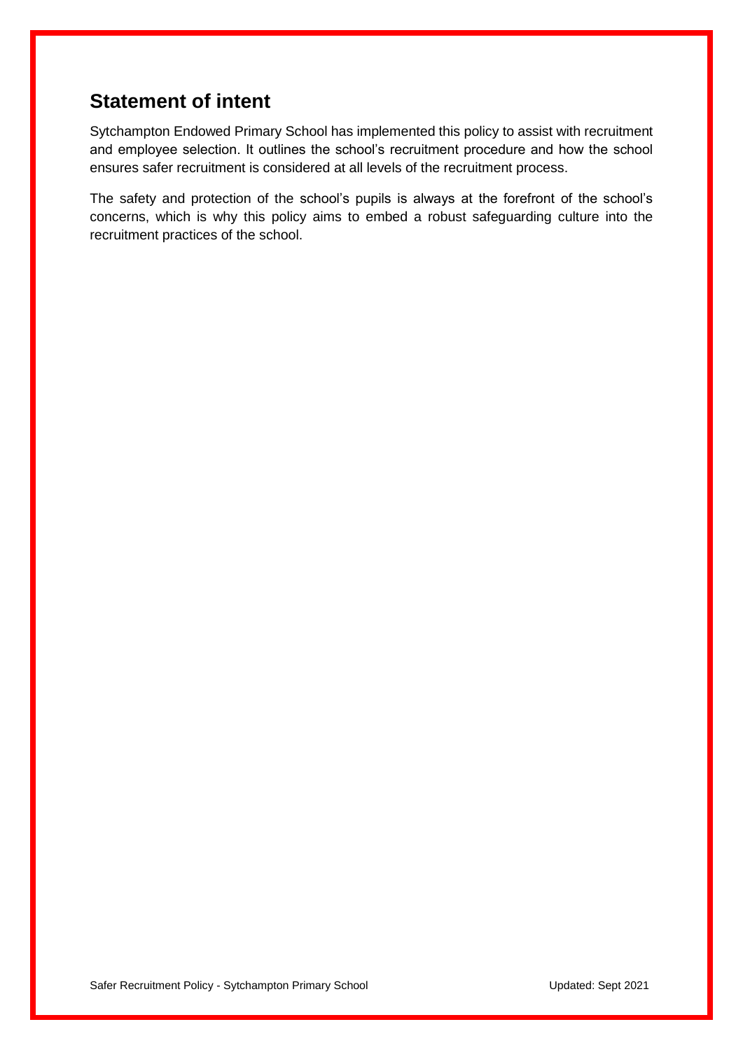## Statement of intent

Sytchampton Endowed Primary School has implemented this policy to assist with recruitment and employee selection. It outlines the school's recruitment procedure and how the school ensures safer recruitment is considered at all levels of the recruitment process.

The safety and protection of the school's pupils is always at the forefront of the school's concerns, which is why this policy aims to embed a robust safeguarding culture into the recruitment practices of the school.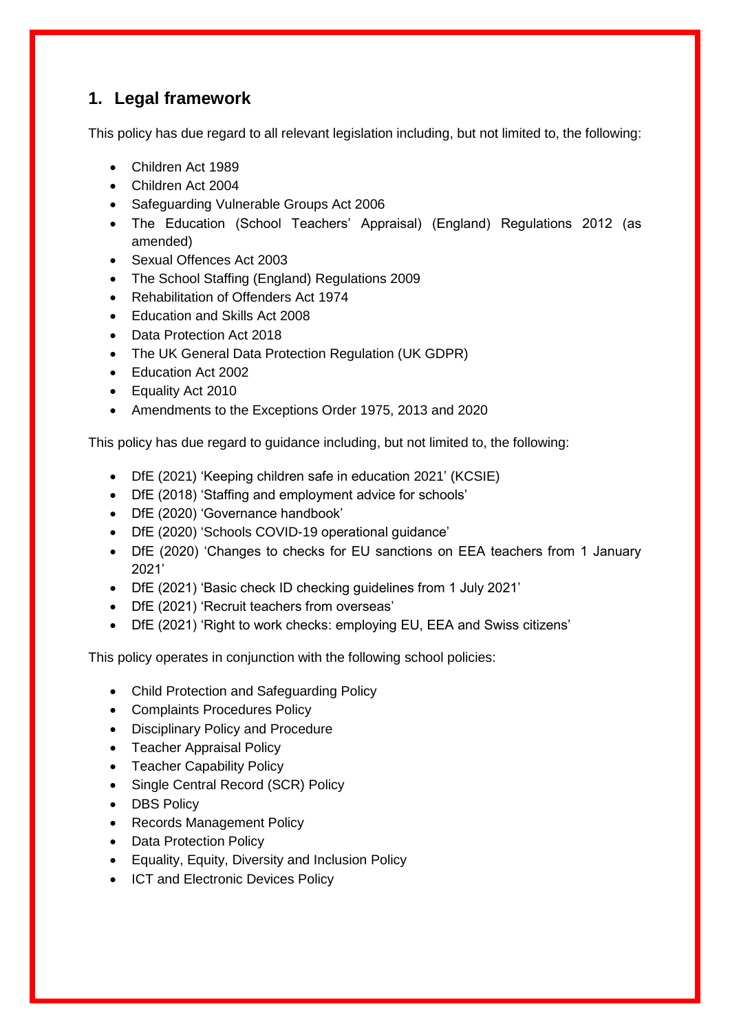## 1. Legal framework

This policy has due regard to all relevant legislation including, but not limited to, the following:

- Children Act 1989
- Children Act 2004
- Safeguarding Vulnerable Groups Act 2006
- The Education (School Teachers' Appraisal) (England) Regulations 2012 (as amended)
- Sexual Offences Act 2003
- The School Staffing (England) Regulations 2009
- Rehabilitation of Offenders Act 1974
- Education and Skills Act 2008
- Data Protection Act 2018
- The UK General Data Protection Regulation (UK GDPR)
- Education Act 2002
- Equality Act 2010
- Amendments to the Exceptions Order 1975, 2013 and 2020

This policy has due regard to guidance including, but not limited to, the following:

- DfE (2021) 'Keeping children safe in education 2021' (KCSIE)
- DfE (2018) 'Staffing and employment advice for schools'
- DfE (2020) 'Governance handbook'
- DfE (2020) 'Schools COVID-19 operational guidance'
- DfE (2020) 'Changes to checks for EU sanctions on EEA teachers from 1 January 2021'
- DfE (2021) 'Basic check ID checking guidelines from 1 July 2021'
- DfE (2021) 'Recruit teachers from overseas'
- DfE (2021) 'Right to work checks: employing EU, EEA and Swiss citizens'

This policy operates in conjunction with the following school policies:

- Child Protection and Safeguarding Policy
- Complaints Procedures Policy
- Disciplinary Policy and Procedure
- Teacher Appraisal Policy
- Teacher Capability Policy
- Single Central Record (SCR) Policy
- DBS Policy
- Records Management Policy
- Data Protection Policy
- Equality, Equity, Diversity and Inclusion Policy
- ICT and Electronic Devices Policy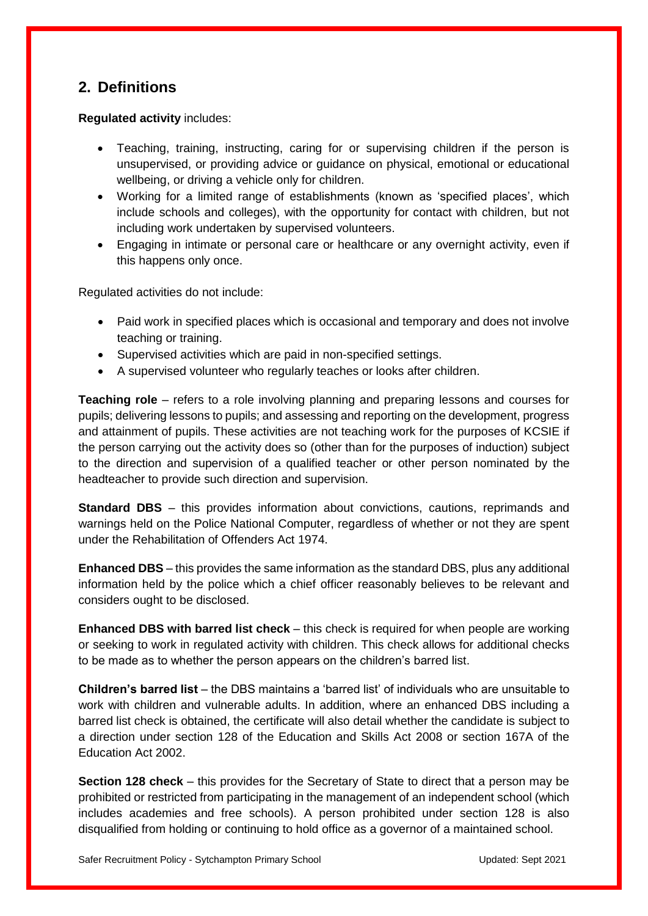## 2. Definitions

**Regulated activity** includes:

- Teaching, training, instructing, caring for or supervising children if the person is unsupervised, or providing advice or guidance on physical, emotional or educational wellbeing, or driving a vehicle only for children.
- Working for a limited range of establishments (known as 'specified places', which include schools and colleges), with the opportunity for contact with children, but not including work undertaken by supervised volunteers.
- Engaging in intimate or personal care or healthcare or any overnight activity, even if this happens only once.

Regulated activities do not include:

- Paid work in specified places which is occasional and temporary and does not involve teaching or training.
- Supervised activities which are paid in non-specified settings.
- A supervised volunteer who regularly teaches or looks after children.

**Teaching role** – refers to a role involving planning and preparing lessons and courses for pupils; delivering lessons to pupils; and assessing and reporting on the development, progress and attainment of pupils. These activities are not teaching work for the purposes of KCSIE if the person carrying out the activity does so (other than for the purposes of induction) subject to the direction and supervision of a qualified teacher or other person nominated by the headteacher to provide such direction and supervision.

**Standard DBS** – this provides information about convictions, cautions, reprimands and warnings held on the Police National Computer, regardless of whether or not they are spent under the Rehabilitation of Offenders Act 1974.

**Enhanced DBS** – this provides the same information as the standard DBS, plus any additional information held by the police which a chief officer reasonably believes to be relevant and considers ought to be disclosed.

**Enhanced DBS with barred list check** – this check is required for when people are working or seeking to work in regulated activity with children. This check allows for additional checks to be made as to whether the person appears on the children's barred list.

**Children's barred list** – the DBS maintains a 'barred list' of individuals who are unsuitable to work with children and vulnerable adults. In addition, where an enhanced DBS including a barred list check is obtained, the certificate will also detail whether the candidate is subject to a direction under section 128 of the Education and Skills Act 2008 or section 167A of the Education Act 2002.

**Section 128 check** – this provides for the Secretary of State to direct that a person may be prohibited or restricted from participating in the management of an independent school (which includes academies and free schools). A person prohibited under section 128 is also disqualified from holding or continuing to hold office as a governor of a maintained school.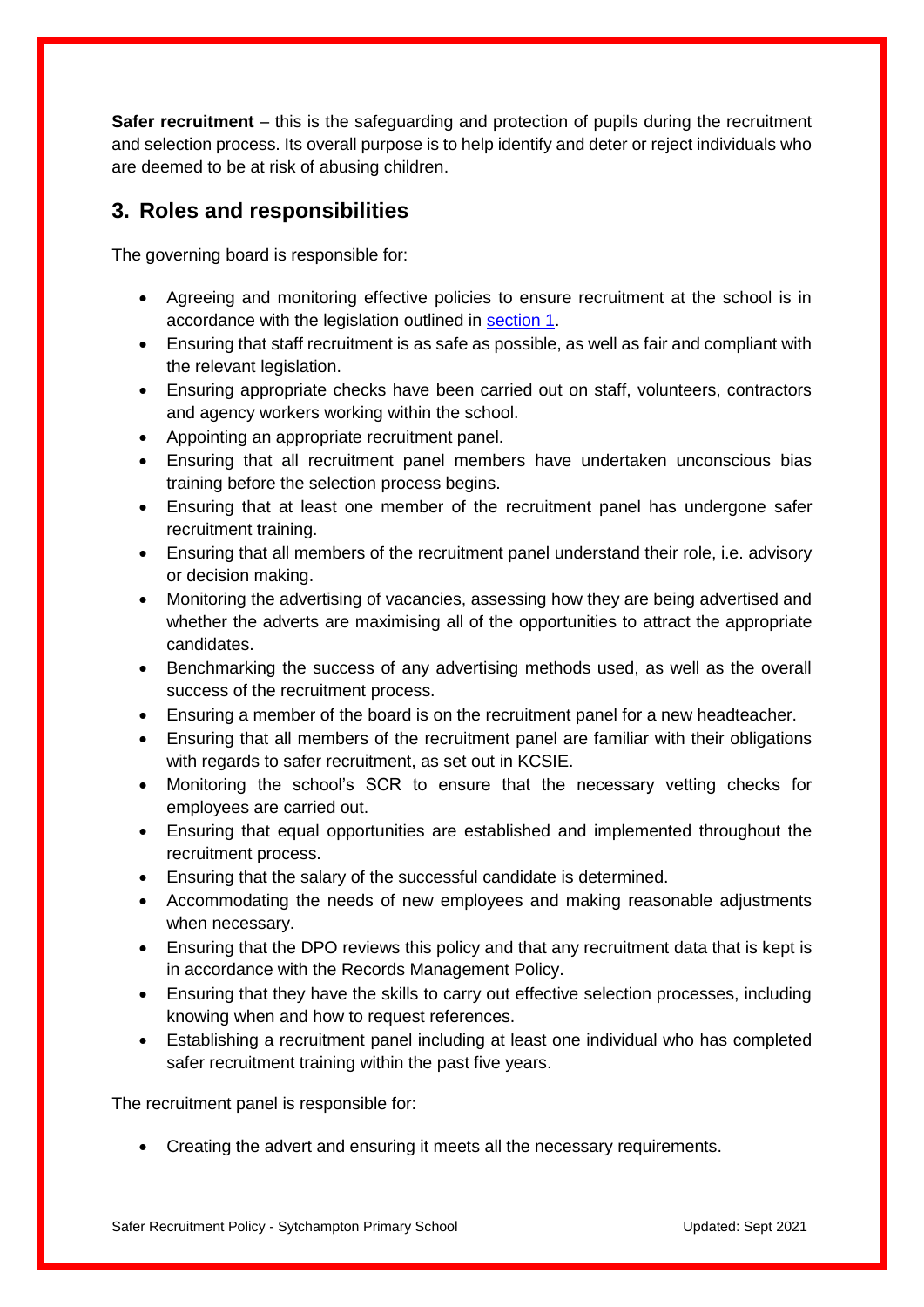**Safer recruitment** – this is the safeguarding and protection of pupils during the recruitment and selection process. Its overall purpose is to help identify and deter or reject individuals who are deemed to be at risk of abusing children.

## 3. Roles and responsibilities

The governing board is responsible for:

- Agreeing and monitoring effective policies to ensure recruitment at the school is in accordance with the legislation outlined in section 1.
- Ensuring that staff recruitment is as safe as possible, as well as fair and compliant with the relevant legislation.
- Ensuring appropriate checks have been carried out on staff, volunteers, contractors and agency workers working within the school.
- Appointing an appropriate recruitment panel.
- Ensuring that all recruitment panel members have undertaken unconscious bias training before the selection process begins.
- Ensuring that at least one member of the recruitment panel has undergone safer recruitment training.
- Ensuring that all members of the recruitment panel understand their role, i.e. advisory or decision making.
- Monitoring the advertising of vacancies, assessing how they are being advertised and whether the adverts are maximising all of the opportunities to attract the appropriate candidates.
- Benchmarking the success of any advertising methods used, as well as the overall success of the recruitment process.
- Ensuring a member of the board is on the recruitment panel for a new headteacher.
- Ensuring that all members of the recruitment panel are familiar with their obligations with regards to safer recruitment, as set out in KCSIE.
- Monitoring the school's SCR to ensure that the necessary vetting checks for employees are carried out.
- Ensuring that equal opportunities are established and implemented throughout the recruitment process.
- Ensuring that the salary of the successful candidate is determined.
- Accommodating the needs of new employees and making reasonable adjustments when necessary.
- Ensuring that the DPO reviews this policy and that any recruitment data that is kept is in accordance with the Records Management Policy.
- Ensuring that they have the skills to carry out effective selection processes, including knowing when and how to request references.
- Establishing a recruitment panel including at least one individual who has completed safer recruitment training within the past five years.

The recruitment panel is responsible for:

- Creating the advert and ensuring it meets all the necessary requirements.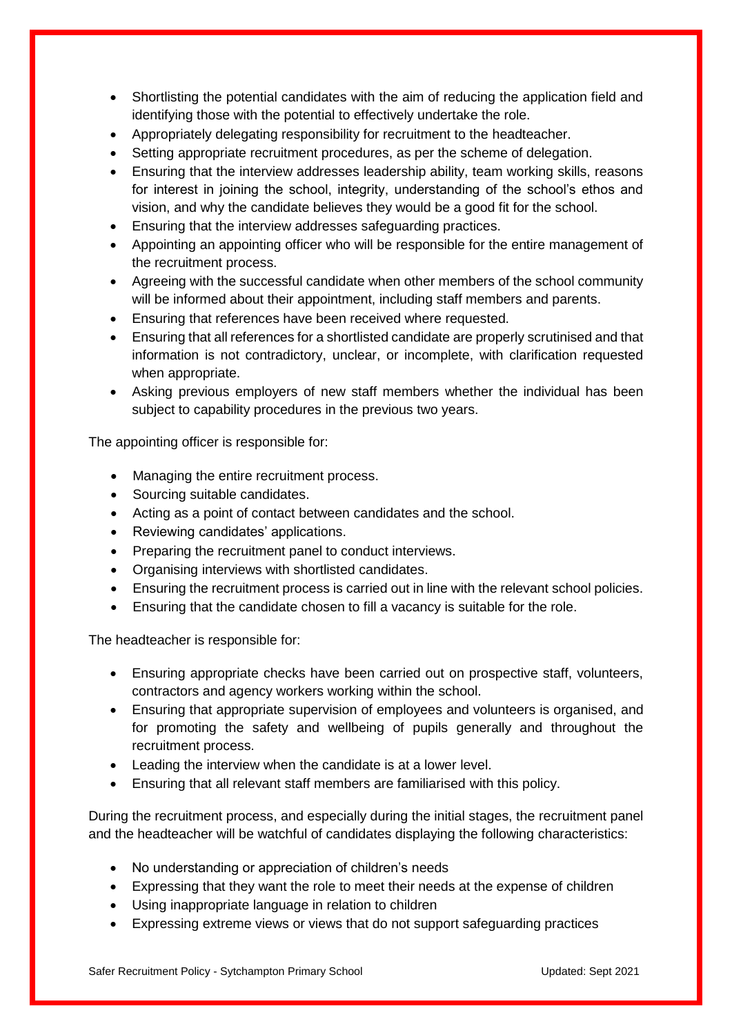- Shortlisting the potential candidates with the aim of reducing the application field and identifying those with the potential to effectively undertake the role.
- Appropriately delegating responsibility for recruitment to the headteacher.
- Setting appropriate recruitment procedures, as per the scheme of delegation.
- Ensuring that the interview addresses leadership ability, team working skills, reasons for interest in joining the school, integrity, understanding of the school's ethos and vision, and why the candidate believes they would be a good fit for the school.
- Ensuring that the interview addresses safeguarding practices.
- Appointing an appointing officer who will be responsible for the entire management of the recruitment process.
- Agreeing with the successful candidate when other members of the school community will be informed about their appointment, including staff members and parents.
- Ensuring that references have been received where requested.
- Ensuring that all references for a shortlisted candidate are properly scrutinised and that information is not contradictory, unclear, or incomplete, with clarification requested when appropriate.
- Asking previous employers of new staff members whether the individual has been subject to capability procedures in the previous two years.

The appointing officer is responsible for:

- Managing the entire recruitment process.
- Sourcing suitable candidates.
- Acting as a point of contact between candidates and the school.
- Reviewing candidates' applications.
- Preparing the recruitment panel to conduct interviews.
- Organising interviews with shortlisted candidates.
- Ensuring the recruitment process is carried out in line with the relevant school policies.
- Ensuring that the candidate chosen to fill a vacancy is suitable for the role.

The headteacher is responsible for:

- Ensuring appropriate checks have been carried out on prospective staff, volunteers, contractors and agency workers working within the school.
- Ensuring that appropriate supervision of employees and volunteers is organised, and for promoting the safety and wellbeing of pupils generally and throughout the recruitment process.
- Leading the interview when the candidate is at a lower level.
- Ensuring that all relevant staff members are familiarised with this policy.

During the recruitment process, and especially during the initial stages, the recruitment panel and the headteacher will be watchful of candidates displaying the following characteristics:

- No understanding or appreciation of children's needs
- Expressing that they want the role to meet their needs at the expense of children
- Using inappropriate language in relation to children
- Expressing extreme views or views that do not support safeguarding practices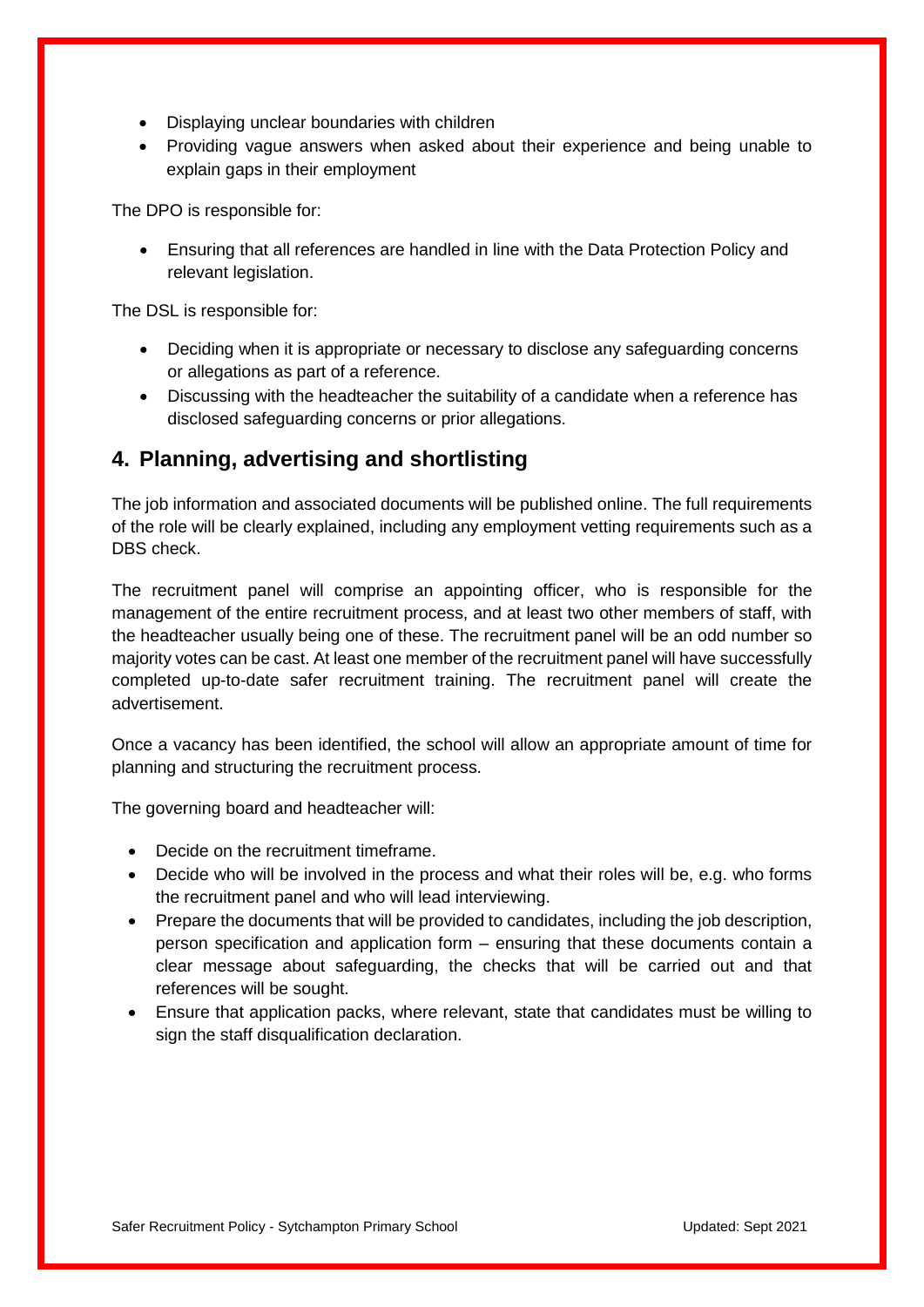- Displaying unclear boundaries with children
- Providing vague answers when asked about their experience and being unable to explain gaps in their employment

The DPO is responsible for:

- Ensuring that all references are handled in line with the Data Protection Policy and relevant legislation.

The DSL is responsible for:

- Deciding when it is appropriate or necessary to disclose any safeguarding concerns or allegations as part of a reference.
- Discussing with the headteacher the suitability of a candidate when a reference has disclosed safeguarding concerns or prior allegations.

## 4. Planning, advertising and shortlisting

The job information and associated documents will be published online. The full requirements of the role will be clearly explained, including any employment vetting requirements such as a DBS check.

The recruitment panel will comprise an appointing officer, who is responsible for the management of the entire recruitment process, and at least two other members of staff, with the headteacher usually being one of these. The recruitment panel will be an odd number so majority votes can be cast. At least one member of the recruitment panel will have successfully completed up-to-date safer recruitment training. The recruitment panel will create the advertisement.

Once a vacancy has been identified, the school will allow an appropriate amount of time for planning and structuring the recruitment process.

The governing board and headteacher will:

- Decide on the recruitment timeframe.
- Decide who will be involved in the process and what their roles will be, e.g. who forms the recruitment panel and who will lead interviewing.
- Prepare the documents that will be provided to candidates, including the job description, person specification and application form – ensuring that these documents contain a clear message about safeguarding, the checks that will be carried out and that references will be sought.
- Ensure that application packs, where relevant, state that candidates must be willing to sign the staff disqualification declaration.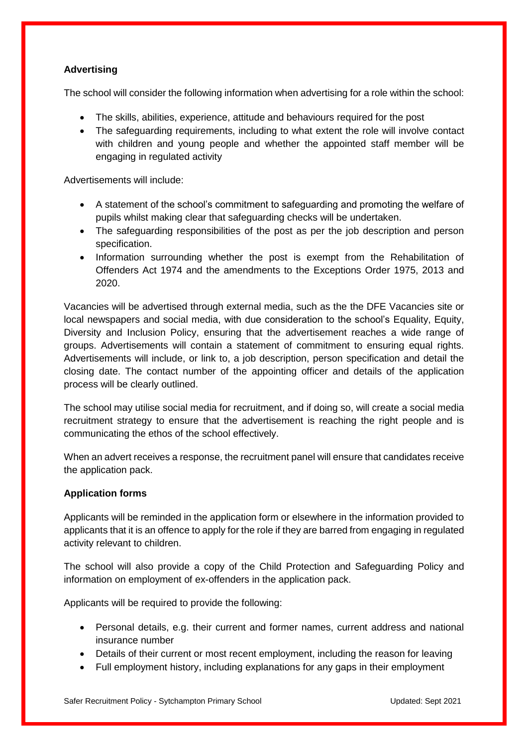**Advertising**

The school will consider the following information when advertising for a role within the school:

- The skills, abilities, experience, attitude and behaviours required for the post
- The safeguarding requirements, including to what extent the role will involve contact with children and young people and whether the appointed staff member will be engaging in regulated activity

Advertisements will include:

- A statement of the school's commitment to safeguarding and promoting the welfare of pupils whilst making clear that safeguarding checks will be undertaken.
- The safeguarding responsibilities of the post as per the job description and person specification.
- Information surrounding whether the post is exempt from the Rehabilitation of Offenders Act 1974 and the amendments to the Exceptions Order 1975, 2013 and 2020.

Vacancies will be advertised through external media, such as the the DFE Vacancies site or local newspapers and social media, with due consideration to the school's Equality, Equity, Diversity and Inclusion Policy, ensuring that the advertisement reaches a wide range of groups. Advertisements will contain a statement of commitment to ensuring equal rights. Advertisements will include, or link to, a job description, person specification and detail the closing date. The contact number of the appointing officer and details of the application process will be clearly outlined.

The school may utilise social media for recruitment, and if doing so, will create a social media recruitment strategy to ensure that the advertisement is reaching the right people and is communicating the ethos of the school effectively.

When an advert receives a response, the recruitment panel will ensure that candidates receive the application pack.

**Application forms**

Applicants will be reminded in the application form or elsewhere in the information provided to applicants that it is an offence to apply for the role if they are barred from engaging in regulated activity relevant to children.

The school will also provide a copy of the Child Protection and Safeguarding Policy and information on employment of ex-offenders in the application pack.

Applicants will be required to provide the following:

- Personal details, e.g. their current and former names, current address and national insurance number
- Details of their current or most recent employment, including the reason for leaving
- Full employment history, including explanations for any gaps in their employment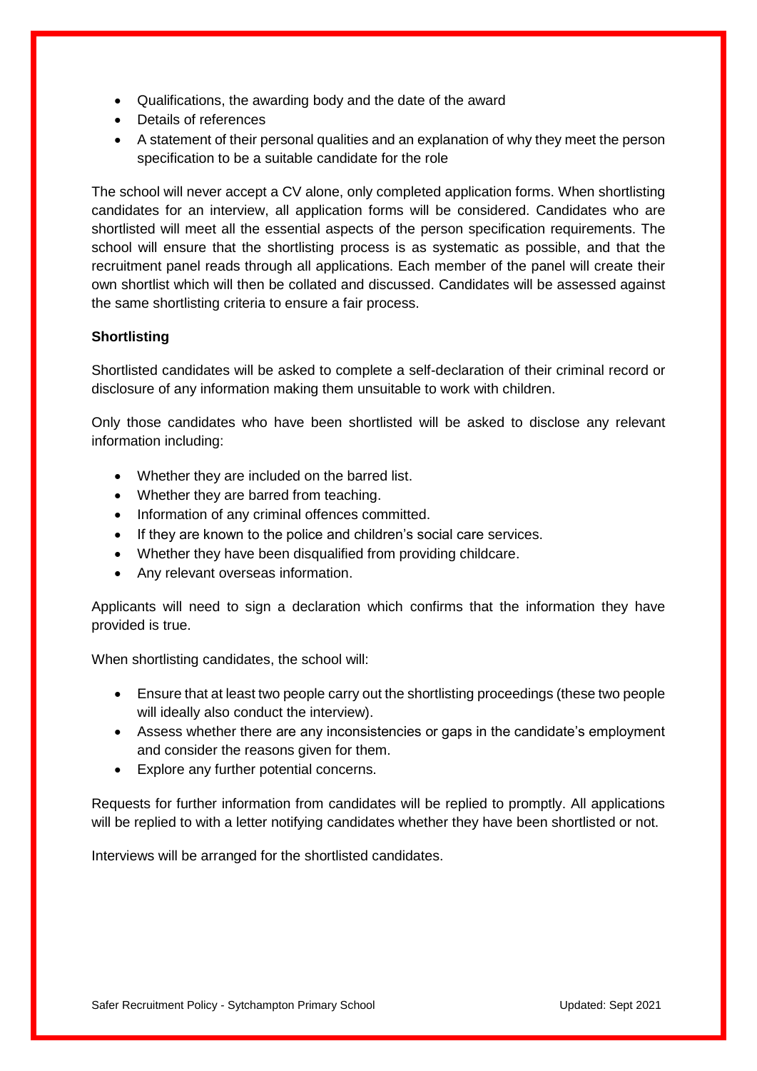- Qualifications, the awarding body and the date of the award
- Details of references
- A statement of their personal qualities and an explanation of why they meet the person specification to be a suitable candidate for the role

The school will never accept a CV alone, only completed application forms. When shortlisting candidates for an interview, all application forms will be considered. Candidates who are shortlisted will meet all the essential aspects of the person specification requirements. The school will ensure that the shortlisting process is as systematic as possible, and that the recruitment panel reads through all applications. Each member of the panel will create their own shortlist which will then be collated and discussed. Candidates will be assessed against the same shortlisting criteria to ensure a fair process.

**Shortlisting**

Shortlisted candidates will be asked to complete a self-declaration of their criminal record or disclosure of any information making them unsuitable to work with children.

Only those candidates who have been shortlisted will be asked to disclose any relevant information including:

- Whether they are included on the barred list.
- Whether they are barred from teaching.
- Information of any criminal offences committed.
- If they are known to the police and children's social care services.
- Whether they have been disqualified from providing childcare.
- Any relevant overseas information.

Applicants will need to sign a declaration which confirms that the information they have provided is true.

When shortlisting candidates, the school will:

- Ensure that at least two people carry out the shortlisting proceedings (these two people will ideally also conduct the interview).
- Assess whether there are any inconsistencies or gaps in the candidate's employment and consider the reasons given for them.
- Explore any further potential concerns.

Requests for further information from candidates will be replied to promptly. All applications will be replied to with a letter notifying candidates whether they have been shortlisted or not.

Interviews will be arranged for the shortlisted candidates.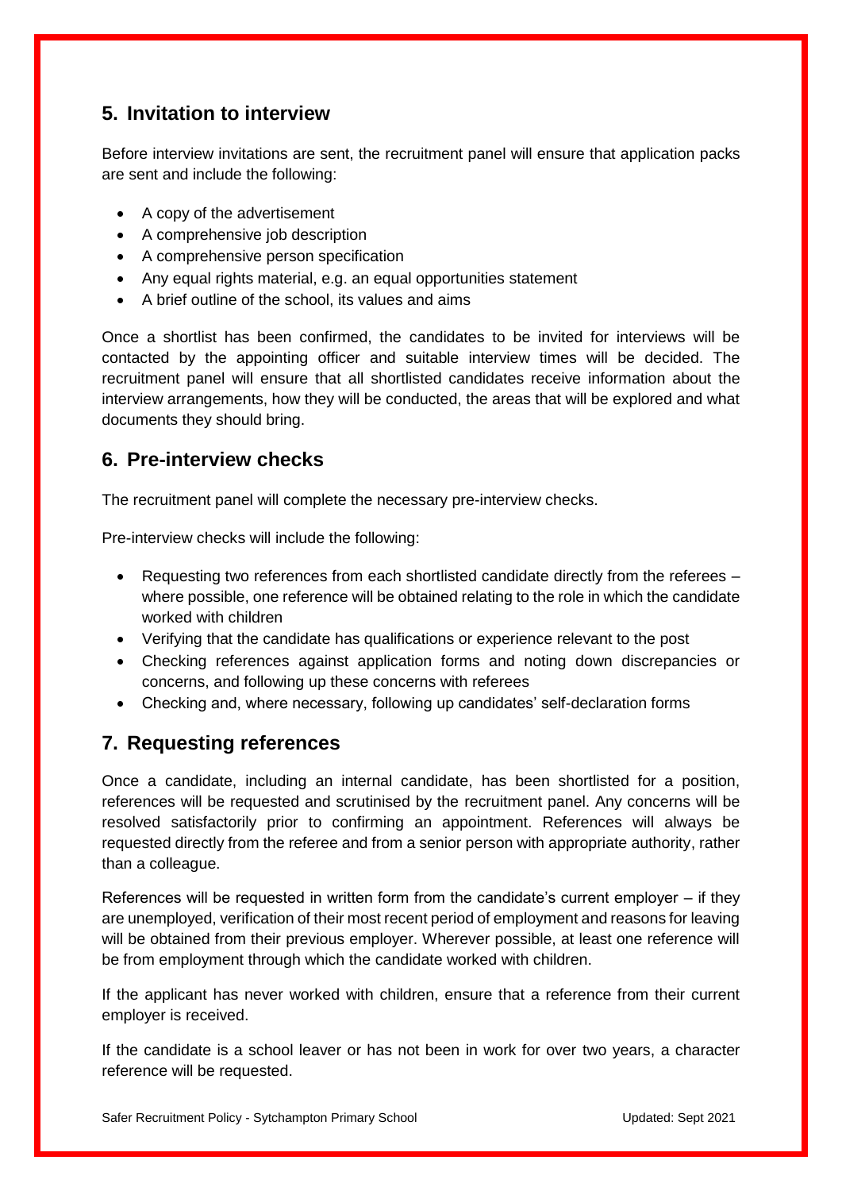## 5. Invitation to interview

Before interview invitations are sent, the recruitment panel will ensure that application packs are sent and include the following:

- A copy of the advertisement
- A comprehensive job description
- A comprehensive person specification
- Any equal rights material, e.g. an equal opportunities statement
- A brief outline of the school, its values and aims

Once a shortlist has been confirmed, the candidates to be invited for interviews will be contacted by the appointing officer and suitable interview times will be decided. The recruitment panel will ensure that all shortlisted candidates receive information about the interview arrangements, how they will be conducted, the areas that will be explored and what documents they should bring.

## 6. Pre-interview checks

The recruitment panel will complete the necessary pre-interview checks.

Pre-interview checks will include the following:

- Requesting two references from each shortlisted candidate directly from the referees – where possible, one reference will be obtained relating to the role in which the candidate worked with children
- Verifying that the candidate has qualifications or experience relevant to the post
- Checking references against application forms and noting down discrepancies or concerns, and following up these concerns with referees
- Checking and, where necessary, following up candidates' self-declaration forms

## 7. Requesting references

Once a candidate, including an internal candidate, has been shortlisted for a position, references will be requested and scrutinised by the recruitment panel. Any concerns will be resolved satisfactorily prior to confirming an appointment. References will always be requested directly from the referee and from a senior person with appropriate authority, rather than a colleague.

References will be requested in written form from the candidate's current employer – if they are unemployed, verification of their most recent period of employment and reasons for leaving will be obtained from their previous employer. Wherever possible, at least one reference will be from employment through which the candidate worked with children.

If the applicant has never worked with children, ensure that a reference from their current employer is received.

If the candidate is a school leaver or has not been in work for over two years, a character reference will be requested.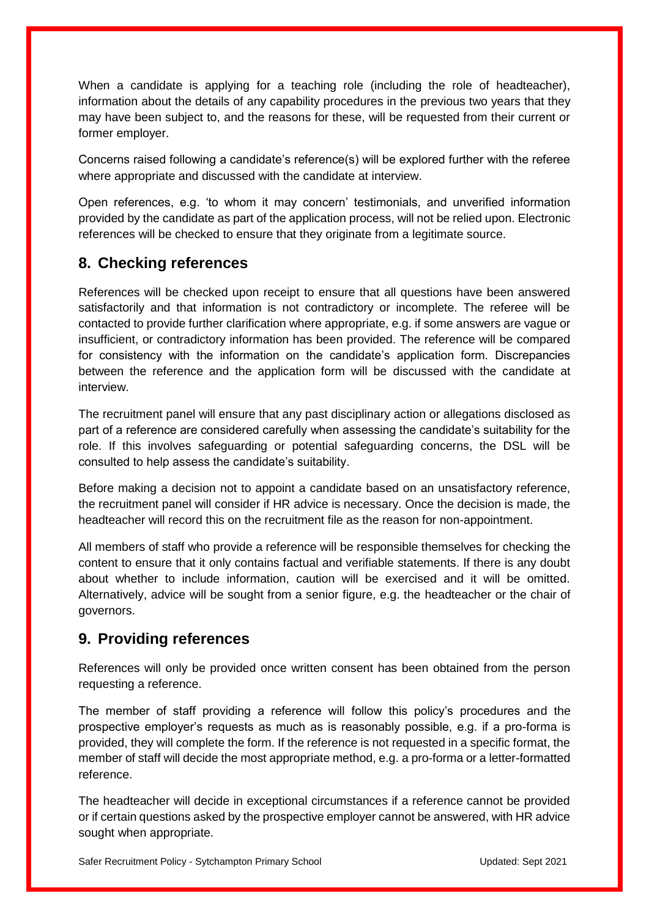When a candidate is applying for a teaching role (including the role of headteacher), information about the details of any capability procedures in the previous two years that they may have been subject to, and the reasons for these, will be requested from their current or former employer.

Concerns raised following a candidate's reference(s) will be explored further with the referee where appropriate and discussed with the candidate at interview.

Open references, e.g. 'to whom it may concern' testimonials, and unverified information provided by the candidate as part of the application process, will not be relied upon. Electronic references will be checked to ensure that they originate from a legitimate source.

## 8. Checking references

References will be checked upon receipt to ensure that all questions have been answered satisfactorily and that information is not contradictory or incomplete. The referee will be contacted to provide further clarification where appropriate, e.g. if some answers are vague or insufficient, or contradictory information has been provided. The reference will be compared for consistency with the information on the candidate's application form. Discrepancies between the reference and the application form will be discussed with the candidate at interview.

The recruitment panel will ensure that any past disciplinary action or allegations disclosed as part of a reference are considered carefully when assessing the candidate's suitability for the role. If this involves safeguarding or potential safeguarding concerns, the DSL will be consulted to help assess the candidate's suitability.

Before making a decision not to appoint a candidate based on an unsatisfactory reference, the recruitment panel will consider if HR advice is necessary. Once the decision is made, the headteacher will record this on the recruitment file as the reason for non-appointment.

All members of staff who provide a reference will be responsible themselves for checking the content to ensure that it only contains factual and verifiable statements. If there is any doubt about whether to include information, caution will be exercised and it will be omitted. Alternatively, advice will be sought from a senior figure, e.g. the headteacher or the chair of governors.

## 9. Providing references

References will only be provided once written consent has been obtained from the person requesting a reference.

The member of staff providing a reference will follow this policy's procedures and the prospective employer's requests as much as is reasonably possible, e.g. if a pro-forma is provided, they will complete the form. If the reference is not requested in a specific format, the member of staff will decide the most appropriate method, e.g. a pro-forma or a letter-formatted reference.

The headteacher will decide in exceptional circumstances if a reference cannot be provided or if certain questions asked by the prospective employer cannot be answered, with HR advice sought when appropriate.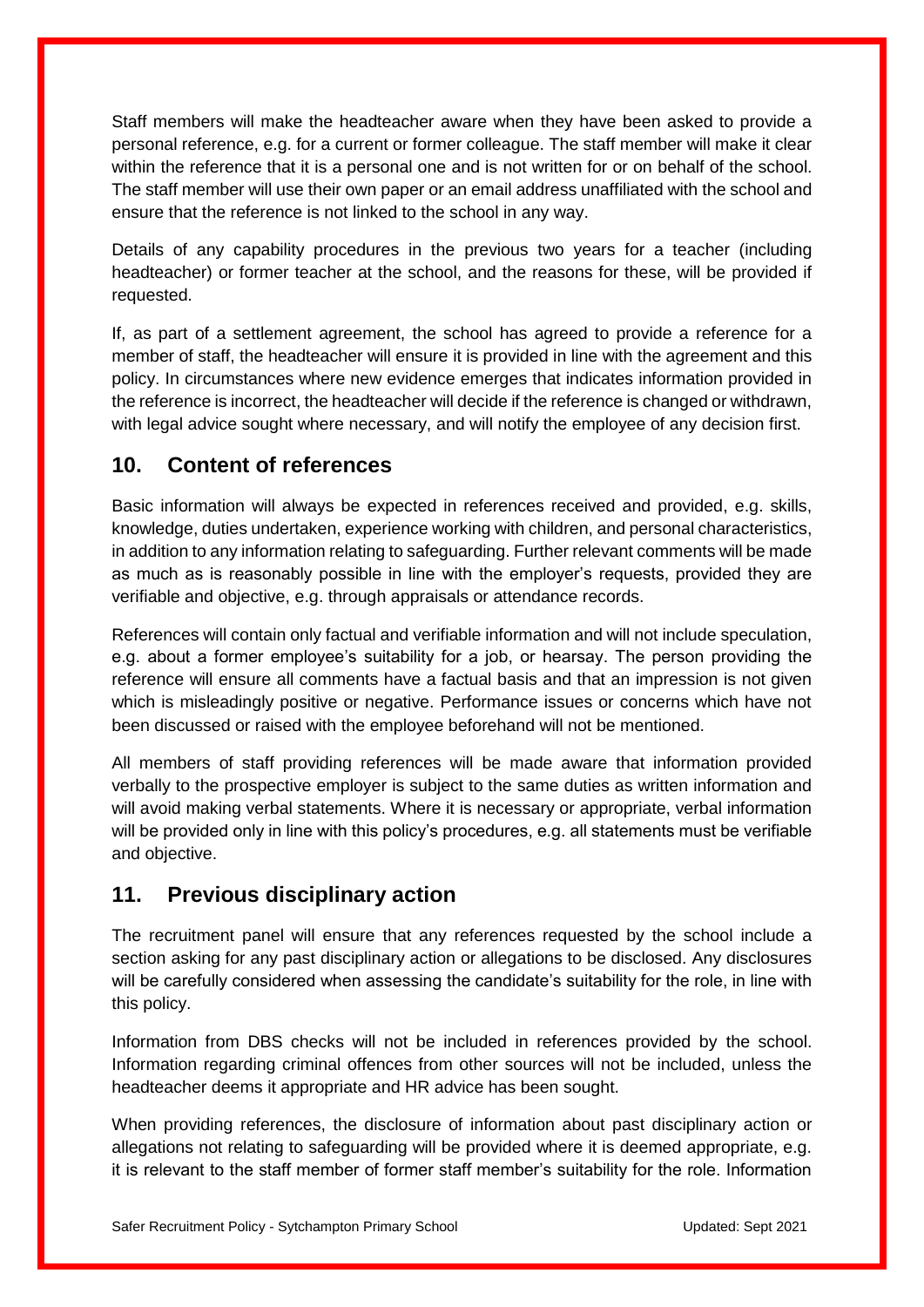Staff members will make the headteacher aware when they have been asked to provide a personal reference, e.g. for a current or former colleague. The staff member will make it clear within the reference that it is a personal one and is not written for or on behalf of the school. The staff member will use their own paper or an email address unaffiliated with the school and ensure that the reference is not linked to the school in any way.

Details of any capability procedures in the previous two years for a teacher (including headteacher) or former teacher at the school, and the reasons for these, will be provided if requested.

If, as part of a settlement agreement, the school has agreed to provide a reference for a member of staff, the headteacher will ensure it is provided in line with the agreement and this policy. In circumstances where new evidence emerges that indicates information provided in the reference is incorrect, the headteacher will decide if the reference is changed or withdrawn, with legal advice sought where necessary, and will notify the employee of any decision first.

## 10. Content of references

Basic information will always be expected in references received and provided, e.g. skills, knowledge, duties undertaken, experience working with children, and personal characteristics, in addition to any information relating to safeguarding. Further relevant comments will be made as much as is reasonably possible in line with the employer's requests, provided they are verifiable and objective, e.g. through appraisals or attendance records.

References will contain only factual and verifiable information and will not include speculation, e.g. about a former employee's suitability for a job, or hearsay. The person providing the reference will ensure all comments have a factual basis and that an impression is not given which is misleadingly positive or negative. Performance issues or concerns which have not been discussed or raised with the employee beforehand will not be mentioned.

All members of staff providing references will be made aware that information provided verbally to the prospective employer is subject to the same duties as written information and will avoid making verbal statements. Where it is necessary or appropriate, verbal information will be provided only in line with this policy's procedures, e.g. all statements must be verifiable and objective.

## 11. Previous disciplinary action

The recruitment panel will ensure that any references requested by the school include a section asking for any past disciplinary action or allegations to be disclosed. Any disclosures will be carefully considered when assessing the candidate's suitability for the role, in line with this policy.

Information from DBS checks will not be included in references provided by the school. Information regarding criminal offences from other sources will not be included, unless the headteacher deems it appropriate and HR advice has been sought.

When providing references, the disclosure of information about past disciplinary action or allegations not relating to safeguarding will be provided where it is deemed appropriate, e.g. it is relevant to the staff member of former staff member's suitability for the role. Information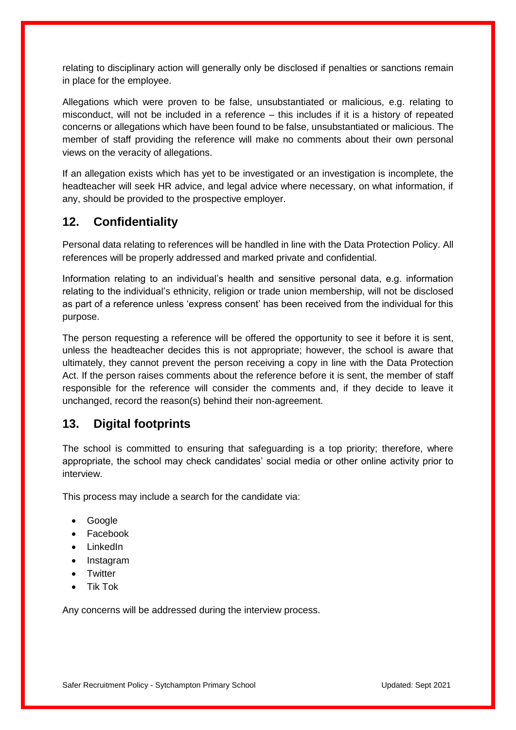relating to disciplinary action will generally only be disclosed if penalties or sanctions remain in place for the employee.

Allegations which were proven to be false, unsubstantiated or malicious, e.g. relating to misconduct, will not be included in a reference – this includes if it is a history of repeated concerns or allegations which have been found to be false, unsubstantiated or malicious. The member of staff providing the reference will make no comments about their own personal views on the veracity of allegations.

If an allegation exists which has yet to be investigated or an investigation is incomplete, the headteacher will seek HR advice, and legal advice where necessary, on what information, if any, should be provided to the prospective employer.

## 12. Confidentiality

Personal data relating to references will be handled in line with the Data Protection Policy. All references will be properly addressed and marked private and confidential.

Information relating to an individual's health and sensitive personal data, e.g. information relating to the individual's ethnicity, religion or trade union membership, will not be disclosed as part of a reference unless 'express consent' has been received from the individual for this purpose.

The person requesting a reference will be offered the opportunity to see it before it is sent, unless the headteacher decides this is not appropriate; however, the school is aware that ultimately, they cannot prevent the person receiving a copy in line with the Data Protection Act. If the person raises comments about the reference before it is sent, the member of staff responsible for the reference will consider the comments and, if they decide to leave it unchanged, record the reason(s) behind their non-agreement.

## 13. Digital footprints

The school is committed to ensuring that safeguarding is a top priority; therefore, where appropriate, the school may check candidates' social media or other online activity prior to interview.

This process may include a search for the candidate via:

- Google
- Facebook
- LinkedIn
- Instagram
- Twitter
- Tik Tok

Any concerns will be addressed during the interview process.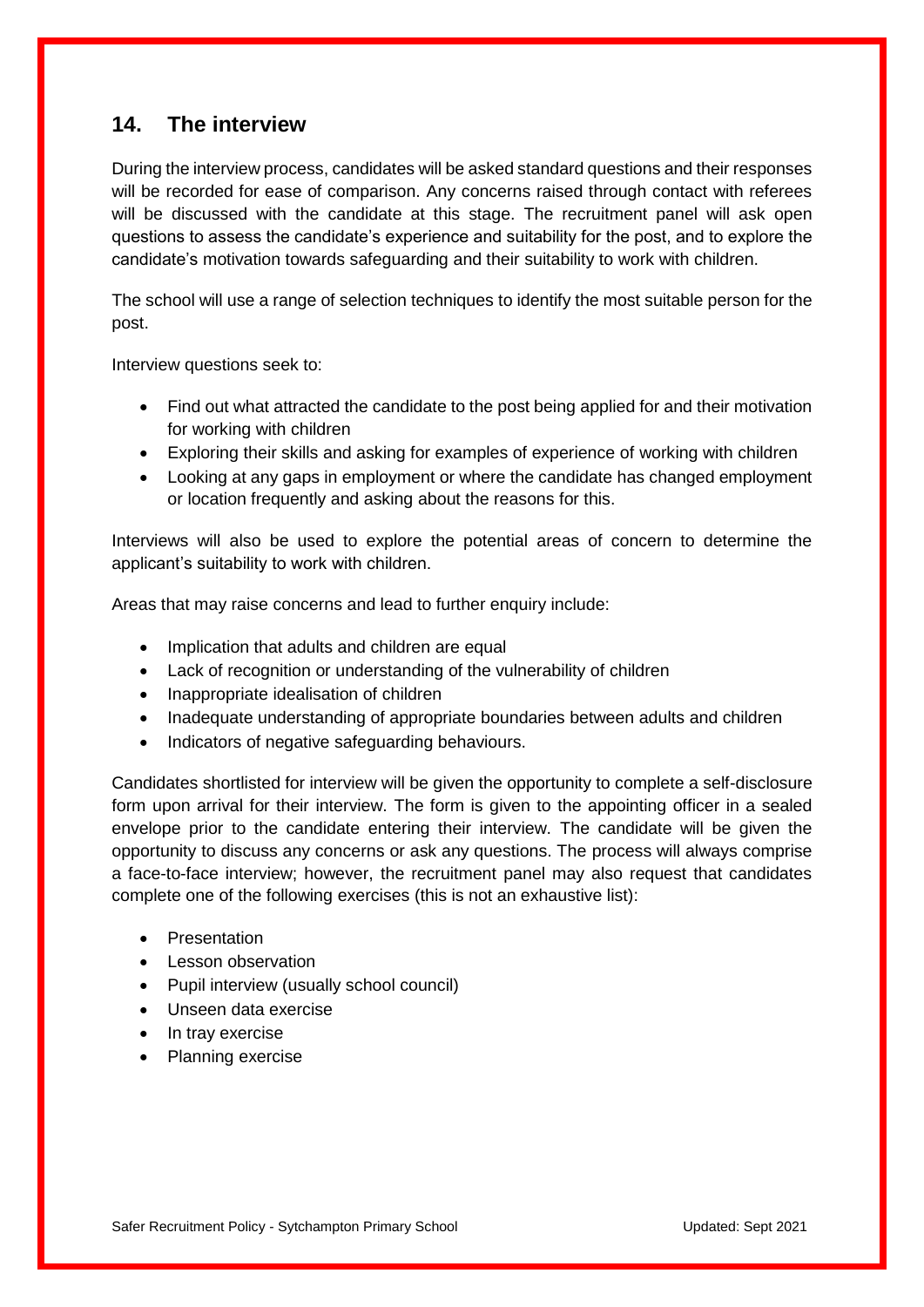## 14. The interview

During the interview process, candidates will be asked standard questions and their responses will be recorded for ease of comparison. Any concerns raised through contact with referees will be discussed with the candidate at this stage. The recruitment panel will ask open questions to assess the candidate's experience and suitability for the post, and to explore the candidate's motivation towards safeguarding and their suitability to work with children.

The school will use a range of selection techniques to identify the most suitable person for the post.

Interview questions seek to:

- Find out what attracted the candidate to the post being applied for and their motivation for working with children
- Exploring their skills and asking for examples of experience of working with children
- Looking at any gaps in employment or where the candidate has changed employment or location frequently and asking about the reasons for this.

Interviews will also be used to explore the potential areas of concern to determine the applicant's suitability to work with children.

Areas that may raise concerns and lead to further enquiry include:

- Implication that adults and children are equal
- Lack of recognition or understanding of the vulnerability of children
- Inappropriate idealisation of children
- Inadequate understanding of appropriate boundaries between adults and children
- Indicators of negative safeguarding behaviours.

Candidates shortlisted for interview will be given the opportunity to complete a self-disclosure form upon arrival for their interview. The form is given to the appointing officer in a sealed envelope prior to the candidate entering their interview. The candidate will be given the opportunity to discuss any concerns or ask any questions. The process will always comprise a face-to-face interview; however, the recruitment panel may also request that candidates complete one of the following exercises (this is not an exhaustive list):

- Presentation
- Lesson observation
- Pupil interview (usually school council)
- Unseen data exercise
- In tray exercise
- Planning exercise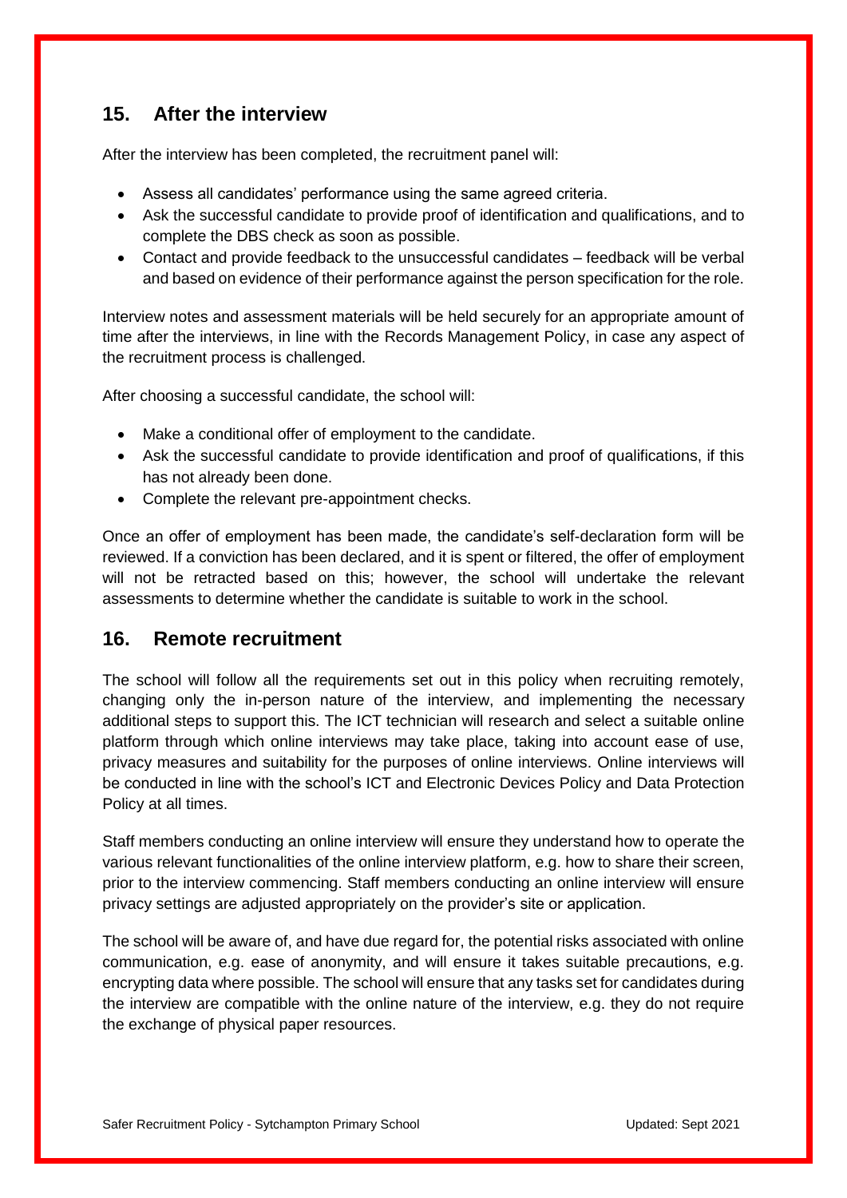## 15. After the interview

After the interview has been completed, the recruitment panel will:

- Assess all candidates' performance using the same agreed criteria.
- Ask the successful candidate to provide proof of identification and qualifications, and to complete the DBS check as soon as possible.
- Contact and provide feedback to the unsuccessful candidates – feedback will be verbal and based on evidence of their performance against the person specification for the role.

Interview notes and assessment materials will be held securely for an appropriate amount of time after the interviews, in line with the Records Management Policy, in case any aspect of the recruitment process is challenged.

After choosing a successful candidate, the school will:

- Make a conditional offer of employment to the candidate.
- Ask the successful candidate to provide identification and proof of qualifications, if this has not already been done.
- Complete the relevant pre-appointment checks.

Once an offer of employment has been made, the candidate's self-declaration form will be reviewed. If a conviction has been declared, and it is spent or filtered, the offer of employment will not be retracted based on this; however, the school will undertake the relevant assessments to determine whether the candidate is suitable to work in the school.

## 16. Remote recruitment

The school will follow all the requirements set out in this policy when recruiting remotely, changing only the in-person nature of the interview, and implementing the necessary additional steps to support this. The ICT technician will research and select a suitable online platform through which online interviews may take place, taking into account ease of use, privacy measures and suitability for the purposes of online interviews. Online interviews will be conducted in line with the school's ICT and Electronic Devices Policy and Data Protection Policy at all times.

Staff members conducting an online interview will ensure they understand how to operate the various relevant functionalities of the online interview platform, e.g. how to share their screen, prior to the interview commencing. Staff members conducting an online interview will ensure privacy settings are adjusted appropriately on the provider's site or application.

The school will be aware of, and have due regard for, the potential risks associated with online communication, e.g. ease of anonymity, and will ensure it takes suitable precautions, e.g. encrypting data where possible. The school will ensure that any tasks set for candidates during the interview are compatible with the online nature of the interview, e.g. they do not require the exchange of physical paper resources.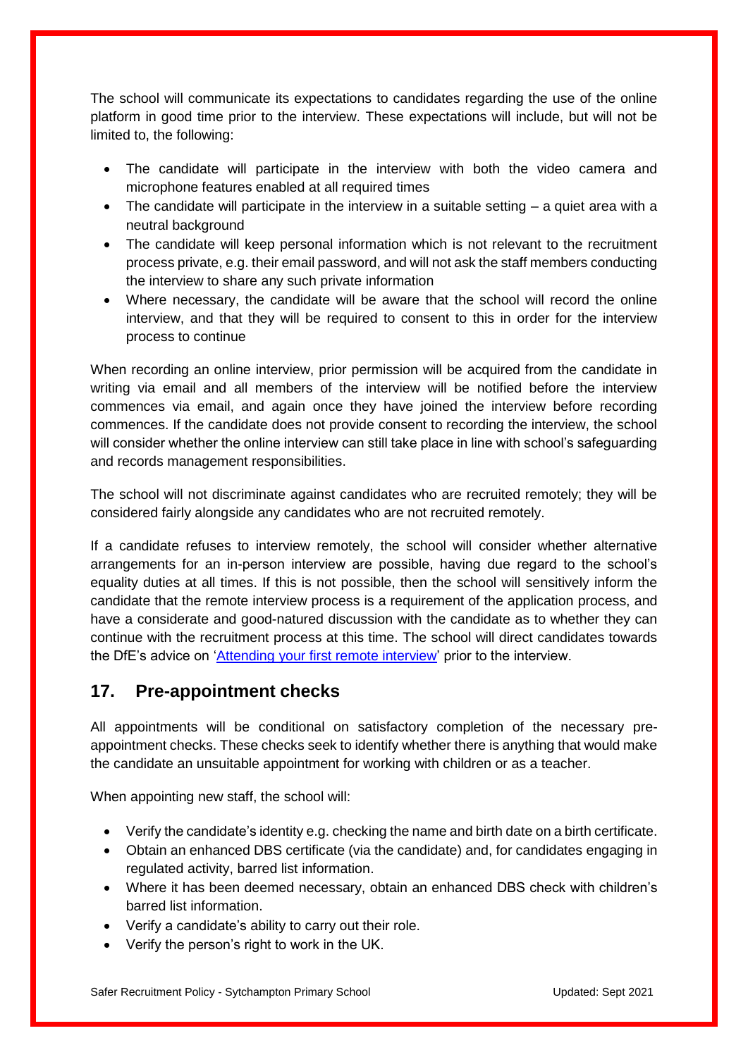The school will communicate its expectations to candidates regarding the use of the online platform in good time prior to the interview. These expectations will include, but will not be limited to, the following:

- The candidate will participate in the interview with both the video camera and microphone features enabled at all required times
- The candidate will participate in the interview in a suitable setting – a quiet area with a neutral background
- The candidate will keep personal information which is not relevant to the recruitment process private, e.g. their email password, and will not ask the staff members conducting the interview to share any such private information
- Where necessary, the candidate will be aware that the school will record the online interview, and that they will be required to consent to this in order for the interview process to continue

When recording an online interview, prior permission will be acquired from the candidate in writing via email and all members of the interview will be notified before the interview commences via email, and again once they have joined the interview before recording commences. If the candidate does not provide consent to recording the interview, the school will consider whether the online interview can still take place in line with school's safeguarding and records management responsibilities.

The school will not discriminate against candidates who are recruited remotely; they will be considered fairly alongside any candidates who are not recruited remotely.

If a candidate refuses to interview remotely, the school will consider whether alternative arrangements for an in-person interview are possible, having due regard to the school's equality duties at all times. If this is not possible, then the school will sensitively inform the candidate that the remote interview process is a requirement of the application process, and have a considerate and good-natured discussion with the candidate as to whether they can continue with the recruitment process at this time. The school will direct candidates towards the DfE's advice on 'Attending your first remote interview' prior to the interview.

## 17. Pre-appointment checks

All appointments will be conditional on satisfactory completion of the necessary pre-appointment checks. These checks seek to identify whether there is anything that would make the candidate an unsuitable appointment for working with children or as a teacher.

When appointing new staff, the school will:

- Verify the candidate's identity e.g. checking the name and birth date on a birth certificate.
- Obtain an enhanced DBS certificate (via the candidate) and, for candidates engaging in regulated activity, barred list information.
- Where it has been deemed necessary, obtain an enhanced DBS check with children's barred list information.
- Verify a candidate's ability to carry out their role.
- Verify the person's right to work in the UK.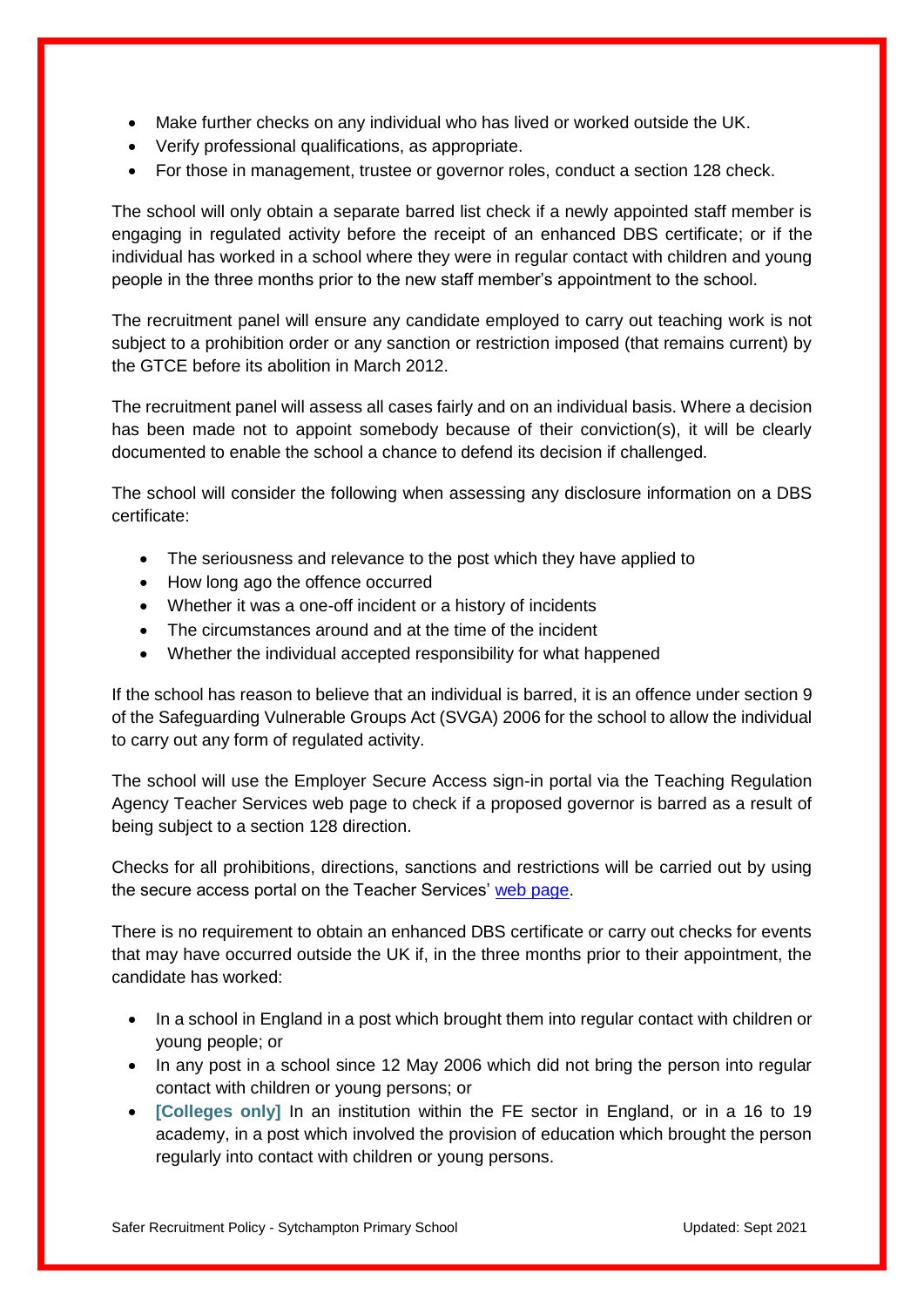- Make further checks on any individual who has lived or worked outside the UK.
- Verify professional qualifications, as appropriate.
- For those in management, trustee or governor roles, conduct a section 128 check.

The school will only obtain a separate barred list check if a newly appointed staff member is engaging in regulated activity before the receipt of an enhanced DBS certificate; or if the individual has worked in a school where they were in regular contact with children and young people in the three months prior to the new staff member's appointment to the school.

The recruitment panel will ensure any candidate employed to carry out teaching work is not subject to a prohibition order or any sanction or restriction imposed (that remains current) by the GTCE before its abolition in March 2012.

The recruitment panel will assess all cases fairly and on an individual basis. Where a decision has been made not to appoint somebody because of their conviction(s), it will be clearly documented to enable the school a chance to defend its decision if challenged.

The school will consider the following when assessing any disclosure information on a DBS certificate:

- The seriousness and relevance to the post which they have applied to
- How long ago the offence occurred
- Whether it was a one-off incident or a history of incidents
- The circumstances around and at the time of the incident
- Whether the individual accepted responsibility for what happened

If the school has reason to believe that an individual is barred, it is an offence under section 9 of the Safeguarding Vulnerable Groups Act (SVGA) 2006 for the school to allow the individual to carry out any form of regulated activity.

The school will use the Employer Secure Access sign-in portal via the Teaching Regulation Agency Teacher Services web page to check if a proposed governor is barred as a result of being subject to a section 128 direction.

Checks for all prohibitions, directions, sanctions and restrictions will be carried out by using the secure access portal on the Teacher Services' web page.

There is no requirement to obtain an enhanced DBS certificate or carry out checks for events that may have occurred outside the UK if, in the three months prior to their appointment, the candidate has worked:

- In a school in England in a post which brought them into regular contact with children or young people; or
- In any post in a school since 12 May 2006 which did not bring the person into regular contact with children or young persons; or
- **[Colleges only]** In an institution within the FE sector in England, or in a 16 to 19 academy, in a post which involved the provision of education which brought the person regularly into contact with children or young persons.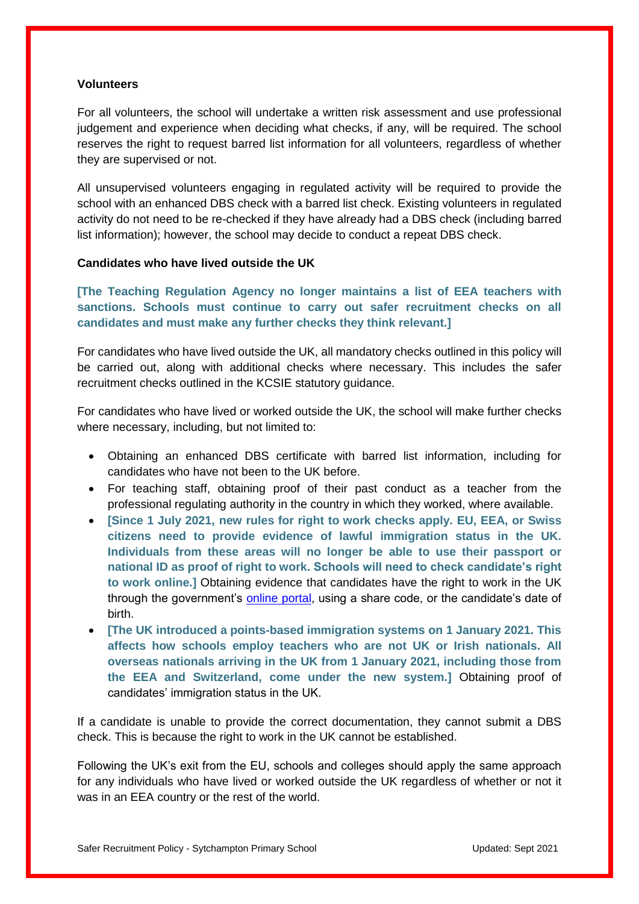**Volunteers**

For all volunteers, the school will undertake a written risk assessment and use professional judgement and experience when deciding what checks, if any, will be required. The school reserves the right to request barred list information for all volunteers, regardless of whether they are supervised or not.

All unsupervised volunteers engaging in regulated activity will be required to provide the school with an enhanced DBS check with a barred list check. Existing volunteers in regulated activity do not need to be re-checked if they have already had a DBS check (including barred list information); however, the school may decide to conduct a repeat DBS check.

**Candidates who have lived outside the UK**

**[The Teaching Regulation Agency no longer maintains a list of EEA teachers with sanctions. Schools must continue to carry out safer recruitment checks on all candidates and must make any further checks they think relevant.]**

For candidates who have lived outside the UK, all mandatory checks outlined in this policy will be carried out, along with additional checks where necessary. This includes the safer recruitment checks outlined in the KCSIE statutory guidance.

For candidates who have lived or worked outside the UK, the school will make further checks where necessary, including, but not limited to:

- Obtaining an enhanced DBS certificate with barred list information, including for candidates who have not been to the UK before.
- For teaching staff, obtaining proof of their past conduct as a teacher from the professional regulating authority in the country in which they worked, where available.
- **[Since 1 July 2021, new rules for right to work checks apply. EU, EEA, or Swiss citizens need to provide evidence of lawful immigration status in the UK. Individuals from these areas will no longer be able to use their passport or national ID as proof of right to work. Schools will need to check candidate's right to work online.]** Obtaining evidence that candidates have the right to work in the UK through the government's online portal, using a share code, or the candidate's date of birth.
- **[The UK introduced a points-based immigration systems on 1 January 2021. This affects how schools employ teachers who are not UK or Irish nationals. All overseas nationals arriving in the UK from 1 January 2021, including those from the EEA and Switzerland, come under the new system.]** Obtaining proof of candidates' immigration status in the UK.

If a candidate is unable to provide the correct documentation, they cannot submit a DBS check. This is because the right to work in the UK cannot be established.

Following the UK's exit from the EU, schools and colleges should apply the same approach for any individuals who have lived or worked outside the UK regardless of whether or not it was in an EEA country or the rest of the world.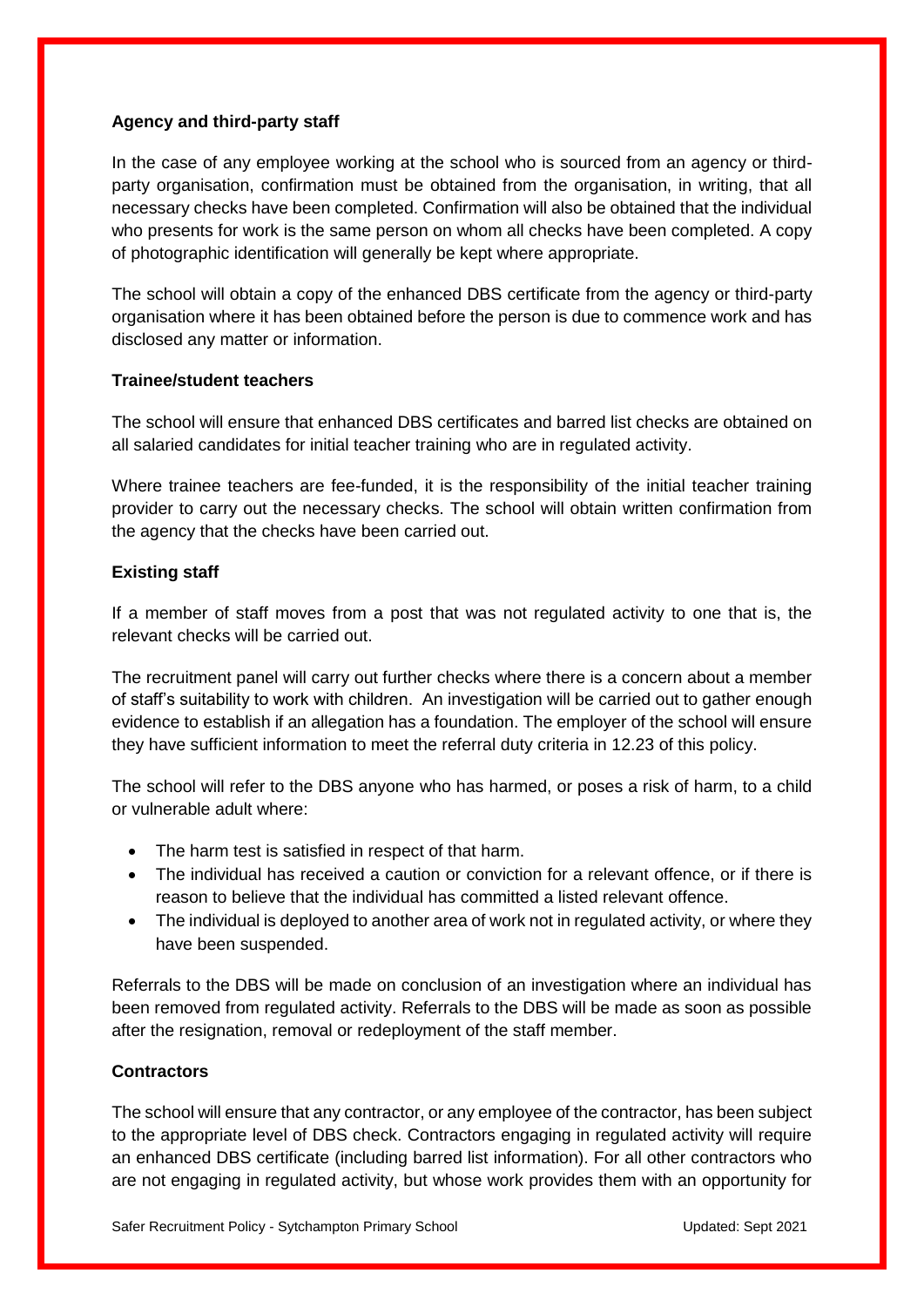**Agency and third-party staff**

In the case of any employee working at the school who is sourced from an agency or third-party organisation, confirmation must be obtained from the organisation, in writing, that all necessary checks have been completed. Confirmation will also be obtained that the individual who presents for work is the same person on whom all checks have been completed. A copy of photographic identification will generally be kept where appropriate.

The school will obtain a copy of the enhanced DBS certificate from the agency or third-party organisation where it has been obtained before the person is due to commence work and has disclosed any matter or information.

**Trainee/student teachers**

The school will ensure that enhanced DBS certificates and barred list checks are obtained on all salaried candidates for initial teacher training who are in regulated activity.

Where trainee teachers are fee-funded, it is the responsibility of the initial teacher training provider to carry out the necessary checks. The school will obtain written confirmation from the agency that the checks have been carried out.

**Existing staff**

If a member of staff moves from a post that was not regulated activity to one that is, the relevant checks will be carried out.

The recruitment panel will carry out further checks where there is a concern about a member of staff's suitability to work with children. An investigation will be carried out to gather enough evidence to establish if an allegation has a foundation. The employer of the school will ensure they have sufficient information to meet the referral duty criteria in 12.23 of this policy.

The school will refer to the DBS anyone who has harmed, or poses a risk of harm, to a child or vulnerable adult where:

- The harm test is satisfied in respect of that harm.
- The individual has received a caution or conviction for a relevant offence, or if there is reason to believe that the individual has committed a listed relevant offence.
- The individual is deployed to another area of work not in regulated activity, or where they have been suspended.

Referrals to the DBS will be made on conclusion of an investigation where an individual has been removed from regulated activity. Referrals to the DBS will be made as soon as possible after the resignation, removal or redeployment of the staff member.

**Contractors**

The school will ensure that any contractor, or any employee of the contractor, has been subject to the appropriate level of DBS check. Contractors engaging in regulated activity will require an enhanced DBS certificate (including barred list information). For all other contractors who are not engaging in regulated activity, but whose work provides them with an opportunity for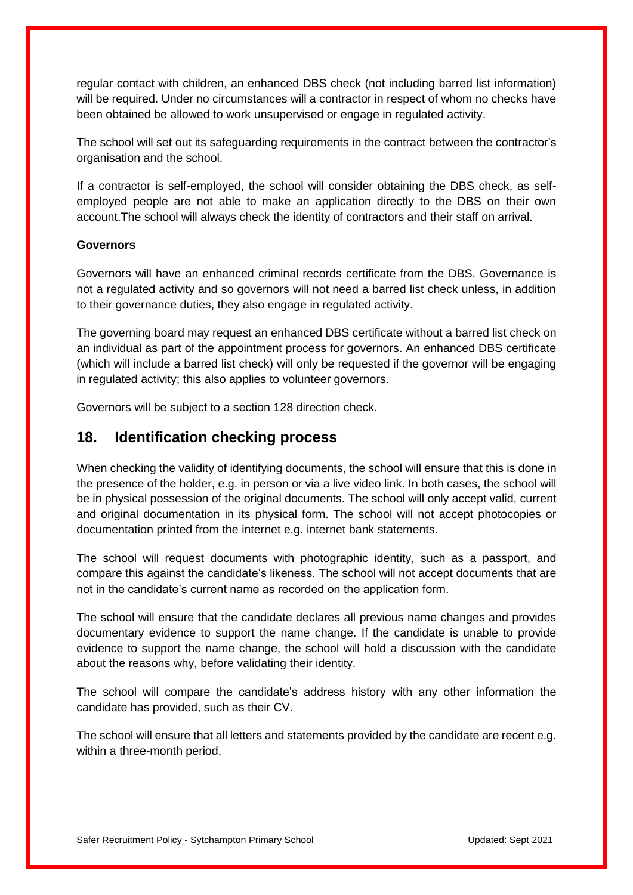regular contact with children, an enhanced DBS check (not including barred list information) will be required. Under no circumstances will a contractor in respect of whom no checks have been obtained be allowed to work unsupervised or engage in regulated activity.

The school will set out its safeguarding requirements in the contract between the contractor's organisation and the school.

If a contractor is self-employed, the school will consider obtaining the DBS check, as self-employed people are not able to make an application directly to the DBS on their own account.The school will always check the identity of contractors and their staff on arrival.

**Governors**

Governors will have an enhanced criminal records certificate from the DBS. Governance is not a regulated activity and so governors will not need a barred list check unless, in addition to their governance duties, they also engage in regulated activity.

The governing board may request an enhanced DBS certificate without a barred list check on an individual as part of the appointment process for governors. An enhanced DBS certificate (which will include a barred list check) will only be requested if the governor will be engaging in regulated activity; this also applies to volunteer governors.

Governors will be subject to a section 128 direction check.

## 18. Identification checking process

When checking the validity of identifying documents, the school will ensure that this is done in the presence of the holder, e.g. in person or via a live video link. In both cases, the school will be in physical possession of the original documents. The school will only accept valid, current and original documentation in its physical form. The school will not accept photocopies or documentation printed from the internet e.g. internet bank statements.

The school will request documents with photographic identity, such as a passport, and compare this against the candidate's likeness. The school will not accept documents that are not in the candidate's current name as recorded on the application form.

The school will ensure that the candidate declares all previous name changes and provides documentary evidence to support the name change. If the candidate is unable to provide evidence to support the name change, the school will hold a discussion with the candidate about the reasons why, before validating their identity.

The school will compare the candidate's address history with any other information the candidate has provided, such as their CV.

The school will ensure that all letters and statements provided by the candidate are recent e.g. within a three-month period.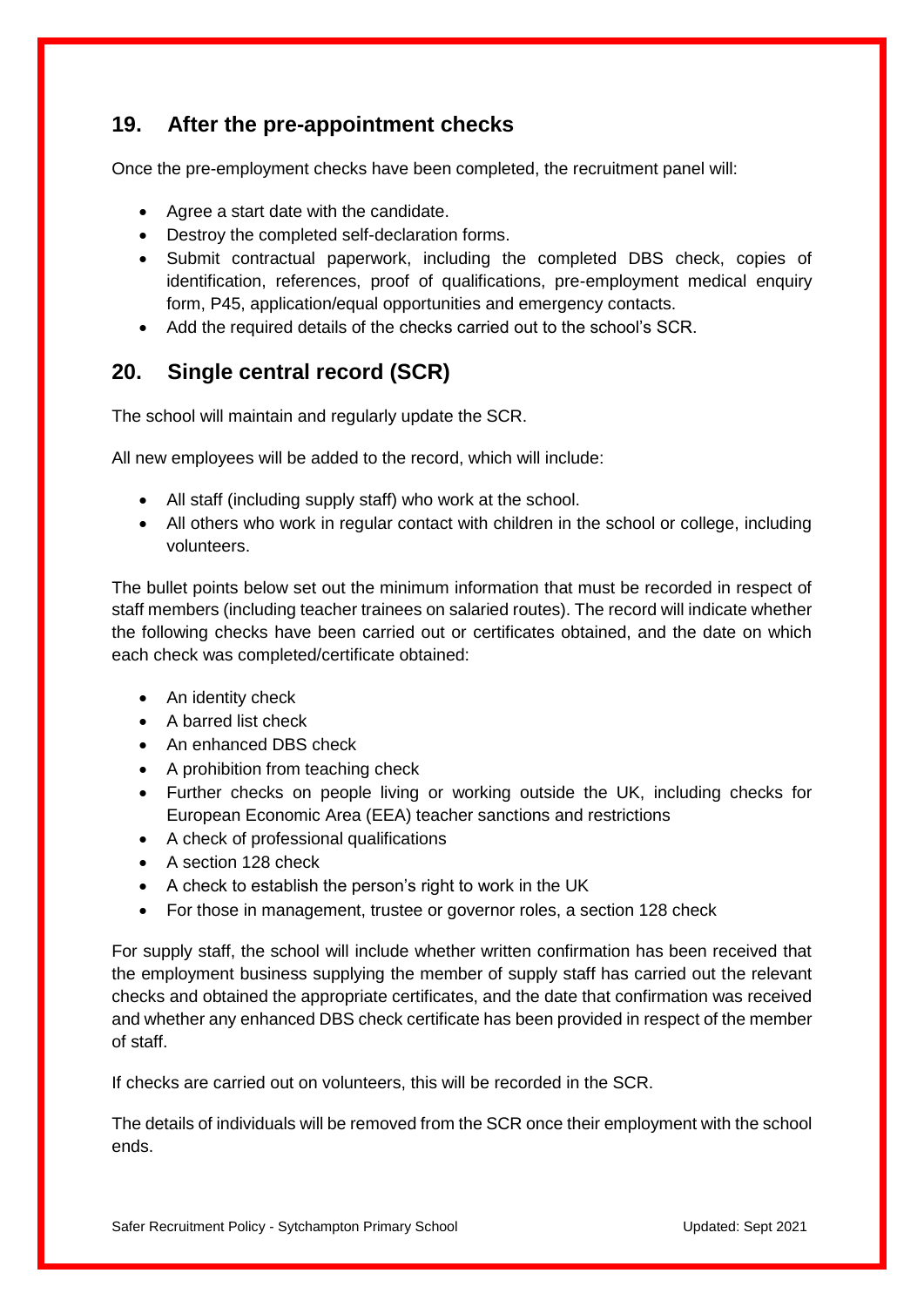## 19. After the pre-appointment checks

Once the pre-employment checks have been completed, the recruitment panel will:

- Agree a start date with the candidate.
- Destroy the completed self-declaration forms.
- Submit contractual paperwork, including the completed DBS check, copies of identification, references, proof of qualifications, pre-employment medical enquiry form, P45, application/equal opportunities and emergency contacts.
- Add the required details of the checks carried out to the school's SCR.

## 20. Single central record (SCR)

The school will maintain and regularly update the SCR.

All new employees will be added to the record, which will include:

- All staff (including supply staff) who work at the school.
- All others who work in regular contact with children in the school or college, including volunteers.

The bullet points below set out the minimum information that must be recorded in respect of staff members (including teacher trainees on salaried routes). The record will indicate whether the following checks have been carried out or certificates obtained, and the date on which each check was completed/certificate obtained:

- An identity check
- A barred list check
- An enhanced DBS check
- A prohibition from teaching check
- Further checks on people living or working outside the UK, including checks for European Economic Area (EEA) teacher sanctions and restrictions
- A check of professional qualifications
- A section 128 check
- A check to establish the person's right to work in the UK
- For those in management, trustee or governor roles, a section 128 check

For supply staff, the school will include whether written confirmation has been received that the employment business supplying the member of supply staff has carried out the relevant checks and obtained the appropriate certificates, and the date that confirmation was received and whether any enhanced DBS check certificate has been provided in respect of the member of staff.

If checks are carried out on volunteers, this will be recorded in the SCR.

The details of individuals will be removed from the SCR once their employment with the school ends.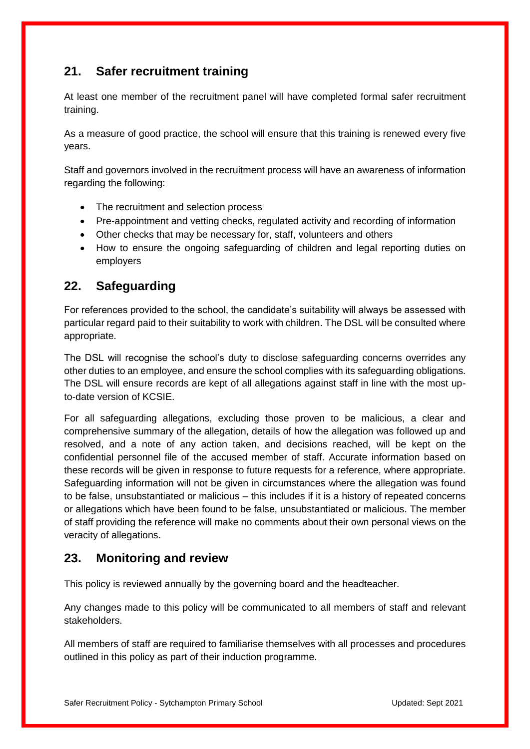## 21. Safer recruitment training

At least one member of the recruitment panel will have completed formal safer recruitment training.

As a measure of good practice, the school will ensure that this training is renewed every five years.

Staff and governors involved in the recruitment process will have an awareness of information regarding the following:

- The recruitment and selection process
- Pre-appointment and vetting checks, regulated activity and recording of information
- Other checks that may be necessary for, staff, volunteers and others
- How to ensure the ongoing safeguarding of children and legal reporting duties on employers

## 22. Safeguarding

For references provided to the school, the candidate's suitability will always be assessed with particular regard paid to their suitability to work with children. The DSL will be consulted where appropriate.

The DSL will recognise the school's duty to disclose safeguarding concerns overrides any other duties to an employee, and ensure the school complies with its safeguarding obligations. The DSL will ensure records are kept of all allegations against staff in line with the most up-to-date version of KCSIE.

For all safeguarding allegations, excluding those proven to be malicious, a clear and comprehensive summary of the allegation, details of how the allegation was followed up and resolved, and a note of any action taken, and decisions reached, will be kept on the confidential personnel file of the accused member of staff. Accurate information based on these records will be given in response to future requests for a reference, where appropriate. Safeguarding information will not be given in circumstances where the allegation was found to be false, unsubstantiated or malicious – this includes if it is a history of repeated concerns or allegations which have been found to be false, unsubstantiated or malicious. The member of staff providing the reference will make no comments about their own personal views on the veracity of allegations.

## 23. Monitoring and review

This policy is reviewed annually by the governing board and the headteacher.

Any changes made to this policy will be communicated to all members of staff and relevant stakeholders.

All members of staff are required to familiarise themselves with all processes and procedures outlined in this policy as part of their induction programme.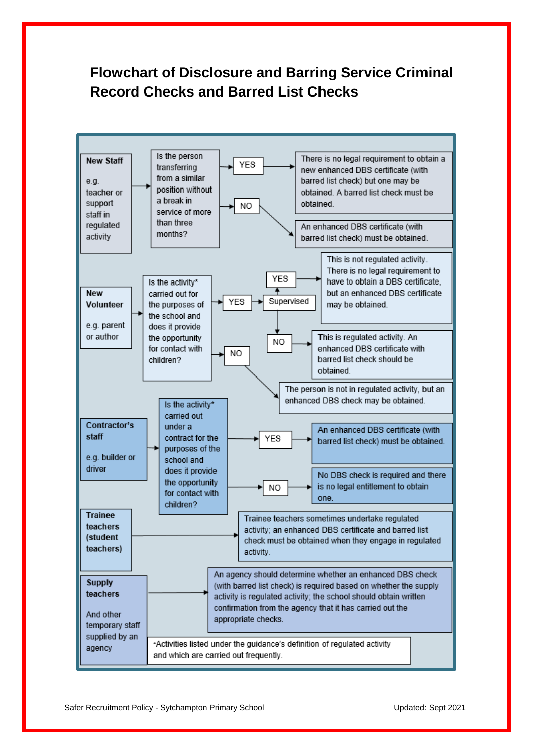# Flowchart of Disclosure and Barring Service Criminal Record Checks and Barred List Checks

**New Staff**

e.g. teacher or support staff in regulated activity

Is the person transferring from a similar position without a break in service of more than three months?

YES

There is no legal requirement to obtain a new enhanced DBS certificate (with barred list check) but one may be obtained. A barred list check must be obtained.

NO

An enhanced DBS certificate (with barred list check) must be obtained.

**New Volunteer**

e.g. parent or author

Is the activity* carried out for the purposes of the school and does it provide the opportunity for contact with children?

YES

Supervised

YES

This is not regulated activity. There is no legal requirement to have to obtain a DBS certificate, but an enhanced DBS certificate may be obtained.

NO

This is regulated activity. An enhanced DBS certificate with barred list check should be obtained.

NO

The person is not in regulated activity, but an enhanced DBS check may be obtained.

**Contractor's staff**

e.g. builder or driver

Is the activity* carried out under a contract for the purposes of the school and does it provide the opportunity for contact with children?

YES

An enhanced DBS certificate (with barred list check) must be obtained.

NO

No DBS check is required and there is no legal entitlement to obtain one.

**Trainee teachers (student teachers)**

Trainee teachers sometimes undertake regulated activity; an enhanced DBS certificate and barred list check must be obtained when they engage in regulated activity.

**Supply teachers**

And other temporary staff supplied by an agency

An agency should determine whether an enhanced DBS check (with barred list check) is required based on whether the supply activity is regulated activity; the school should obtain written confirmation from the agency that it has carried out the appropriate checks.

*Activities listed under the guidance's definition of regulated activity and which are carried out frequently.